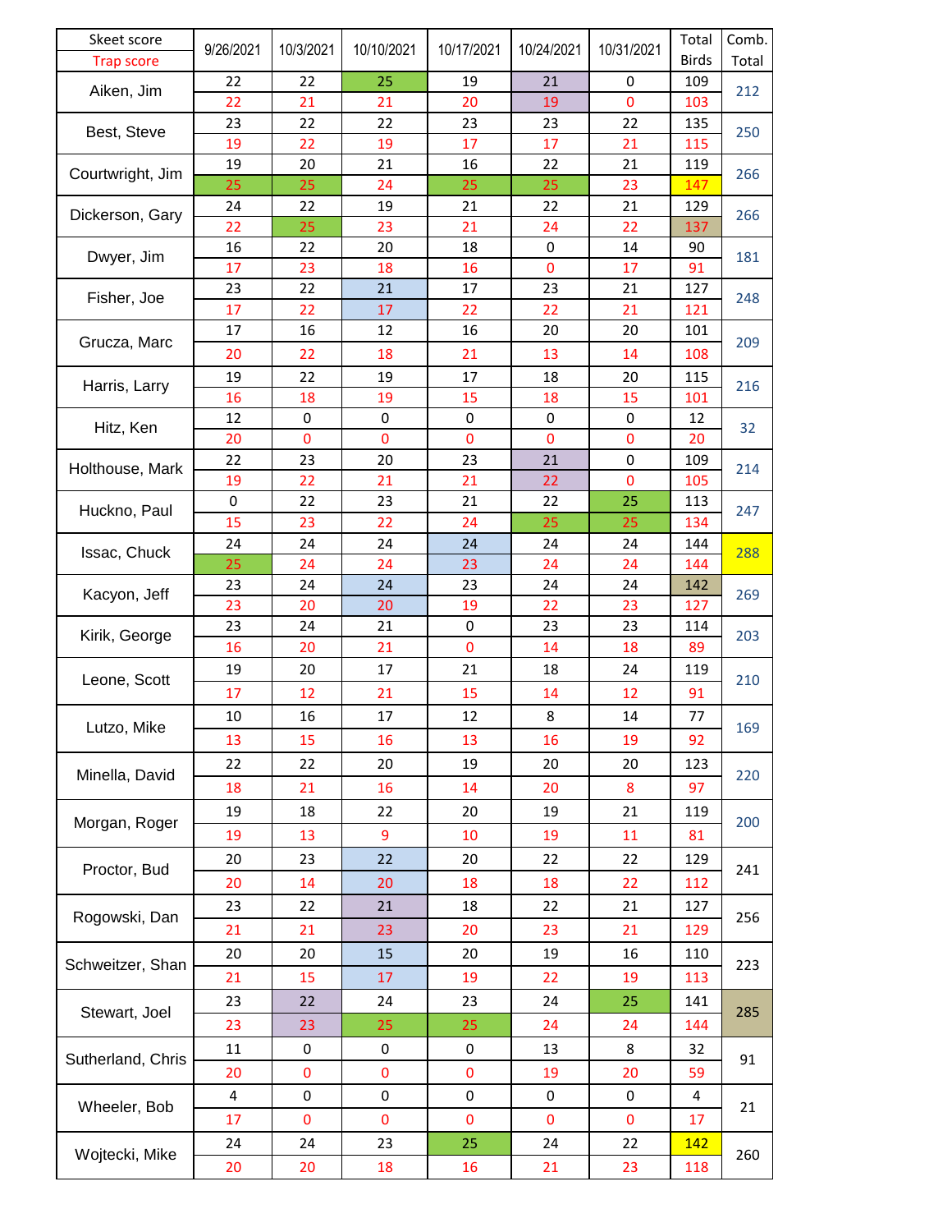| Skeet score / Trap score | 9/26/2021 | 10/3/2021 | 10/10/2021 | 10/17/2021 | 10/24/2021 | 10/31/2021 | Total Birds | Comb. Total |
|---|---|---|---|---|---|---|---|---|
| Aiken, Jim | 22 | 22 | 25 | 19 | 21 | 0 | 109 | 212 |
| | 22 | 21 | 21 | 20 | 19 | 0 | 103 | |
| Best, Steve | 23 | 22 | 22 | 23 | 23 | 22 | 135 | 250 |
| | 19 | 22 | 19 | 17 | 17 | 21 | 115 | |
| Courtwright, Jim | 19 | 20 | 21 | 16 | 22 | 21 | 119 | 266 |
| | 25 | 25 | 24 | 25 | 25 | 23 | 147 | |
| Dickerson, Gary | 24 | 22 | 19 | 21 | 22 | 21 | 129 | 266 |
| | 22 | 25 | 23 | 21 | 24 | 22 | 137 | |
| Dwyer, Jim | 16 | 22 | 20 | 18 | 0 | 14 | 90 | 181 |
| | 17 | 23 | 18 | 16 | 0 | 17 | 91 | |
| Fisher, Joe | 23 | 22 | 21 | 17 | 23 | 21 | 127 | 248 |
| | 17 | 22 | 17 | 22 | 22 | 21 | 121 | |
| Grucza, Marc | 17 | 16 | 12 | 16 | 20 | 20 | 101 | 209 |
| | 20 | 22 | 18 | 21 | 13 | 14 | 108 | |
| Harris, Larry | 19 | 22 | 19 | 17 | 18 | 20 | 115 | 216 |
| | 16 | 18 | 19 | 15 | 18 | 15 | 101 | |
| Hitz, Ken | 12 | 0 | 0 | 0 | 0 | 0 | 12 | 32 |
| | 20 | 0 | 0 | 0 | 0 | 0 | 20 | |
| Holthouse, Mark | 22 | 23 | 20 | 23 | 21 | 0 | 109 | 214 |
| | 19 | 22 | 21 | 21 | 22 | 0 | 105 | |
| Huckno, Paul | 0 | 22 | 23 | 21 | 22 | 25 | 113 | 247 |
| | 15 | 23 | 22 | 24 | 25 | 25 | 134 | |
| Issac, Chuck | 24 | 24 | 24 | 24 | 24 | 24 | 144 | 288 |
| | 25 | 24 | 24 | 23 | 24 | 24 | 144 | |
| Kacyon, Jeff | 23 | 24 | 24 | 23 | 24 | 24 | 142 | 269 |
| | 23 | 20 | 20 | 19 | 22 | 23 | 127 | |
| Kirik, George | 23 | 24 | 21 | 0 | 23 | 23 | 114 | 203 |
| | 16 | 20 | 21 | 0 | 14 | 18 | 89 | |
| Leone, Scott | 19 | 20 | 17 | 21 | 18 | 24 | 119 | 210 |
| | 17 | 12 | 21 | 15 | 14 | 12 | 91 | |
| Lutzo, Mike | 10 | 16 | 17 | 12 | 8 | 14 | 77 | 169 |
| | 13 | 15 | 16 | 13 | 16 | 19 | 92 | |
| Minella, David | 22 | 22 | 20 | 19 | 20 | 20 | 123 | 220 |
| | 18 | 21 | 16 | 14 | 20 | 8 | 97 | |
| Morgan, Roger | 19 | 18 | 22 | 20 | 19 | 21 | 119 | 200 |
| | 19 | 13 | 9 | 10 | 19 | 11 | 81 | |
| Proctor, Bud | 20 | 23 | 22 | 20 | 22 | 22 | 129 | 241 |
| | 20 | 14 | 20 | 18 | 18 | 22 | 112 | |
| Rogowski, Dan | 23 | 22 | 21 | 18 | 22 | 21 | 127 | 256 |
| | 21 | 21 | 23 | 20 | 23 | 21 | 129 | |
| Schweitzer, Shan | 20 | 20 | 15 | 20 | 19 | 16 | 110 | 223 |
| | 21 | 15 | 17 | 19 | 22 | 19 | 113 | |
| Stewart, Joel | 23 | 22 | 24 | 23 | 24 | 25 | 141 | 285 |
| | 23 | 23 | 25 | 25 | 24 | 24 | 144 | |
| Sutherland, Chris | 11 | 0 | 0 | 0 | 13 | 8 | 32 | 91 |
| | 20 | 0 | 0 | 0 | 19 | 20 | 59 | |
| Wheeler, Bob | 4 | 0 | 0 | 0 | 0 | 0 | 4 | 21 |
| | 17 | 0 | 0 | 0 | 0 | 0 | 17 | |
| Wojtecki, Mike | 24 | 24 | 23 | 25 | 24 | 22 | 142 | 260 |
| | 20 | 20 | 18 | 16 | 21 | 23 | 118 | |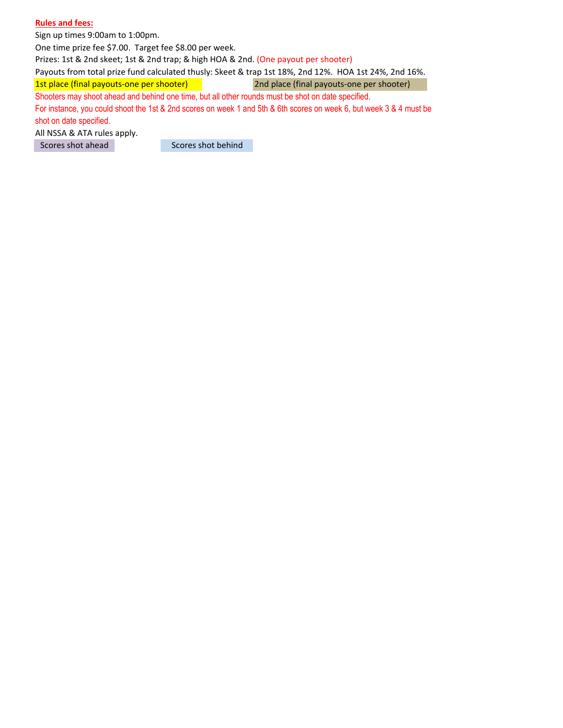**Rules and fees:**

Sign up times 9:00am to 1:00pm.

One time prize fee $7.00. Target fee $8.00 per week.

Prizes: 1st & 2nd skeet; 1st & 2nd trap; & high HOA & 2nd. (One payout per shooter)

Payouts from total prize fund calculated thusly: Skeet & trap 1st 18%, 2nd 12%. HOA 1st 24%, 2nd 16%.

1st place (final payouts-one per shooter)

2nd place (final payouts-one per shooter)

Shooters may shoot ahead and behind one time, but all other rounds must be shot on date specified.

For instance, you could shoot the 1st & 2nd scores on week 1 and 5th & 6th scores on week 6, but week 3 & 4 must be shot on date specified.

All NSSA & ATA rules apply.

Scores shot ahead

Scores shot behind